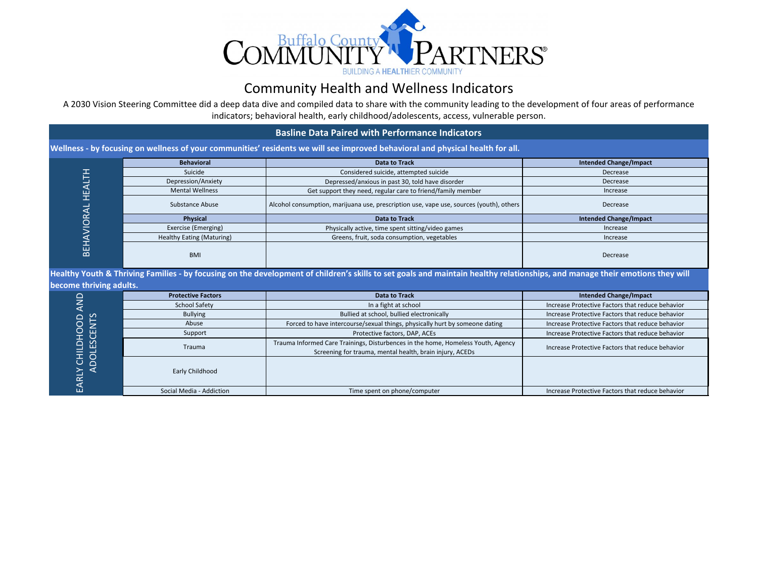# Buffalo County Community Partners

BUILDING A HEALTHIER COMMUNITY

## Community Health and Wellness Indicators

A 2030 Vision Steering Committee did a deep data dive and compiled data to share with the community leading to the development of four areas of performance indicators; behavioral health, early childhood/adolescents, access, vulnerable person.

### Basline Data Paired with Performance Indicators

**Wellness - by focusing on wellness of your communities' residents we will see improved behavioral and physical health for all.**

**BEHAVIORAL HEALTH**

| Behavioral | Data to Track | Intended Change/Impact |
|---|---|---|
| Suicide | Considered suicide, attempted suicide | Decrease |
| Depression/Anxiety | Depressed/anxious in past 30, told have disorder | Decrease |
| Mental Wellness | Get support they need, regular care to friend/family member | Increase |
| Substance Abuse | Alcohol consumption, marijuana use, prescription use, vape use, sources (youth), others | Decrease |
| **Physical** | **Data to Track** | **Intended Change/Impact** |
| Exercise (Emerging) | Physically active, time spent sitting/video games | Increase |
| Healthy Eating (Maturing) | Greens, fruit, soda consumption, vegetables | Increase |
| BMI | | Decrease |

**Healthy Youth & Thriving Families - by focusing on the development of children's skills to set goals and maintain healthy relationships, and manage their emotions they will become thriving adults.**

**EARLY CHILDHOOD AND ADOLESCENTS**

| Protective Factors | Data to Track | Intended Change/Impact |
|---|---|---|
| School Safety | In a fight at school | Increase Protective Factors that reduce behavior |
| Bullying | Bullied at school, bullied electronically | Increase Protective Factors that reduce behavior |
| Abuse | Forced to have intercourse/sexual things, physically hurt by someone dating | Increase Protective Factors that reduce behavior |
| Support | Protective factors, DAP, ACEs | Increase Protective Factors that reduce behavior |
| Trauma | Trauma Informed Care Trainings, Disturbences in the home, Homeless Youth, Agency Screening for trauma, mental health, brain injury, ACEDs | Increase Protective Factors that reduce behavior |
| Early Childhood | | |
| Social Media - Addiction | Time spent on phone/computer | Increase Protective Factors that reduce behavior |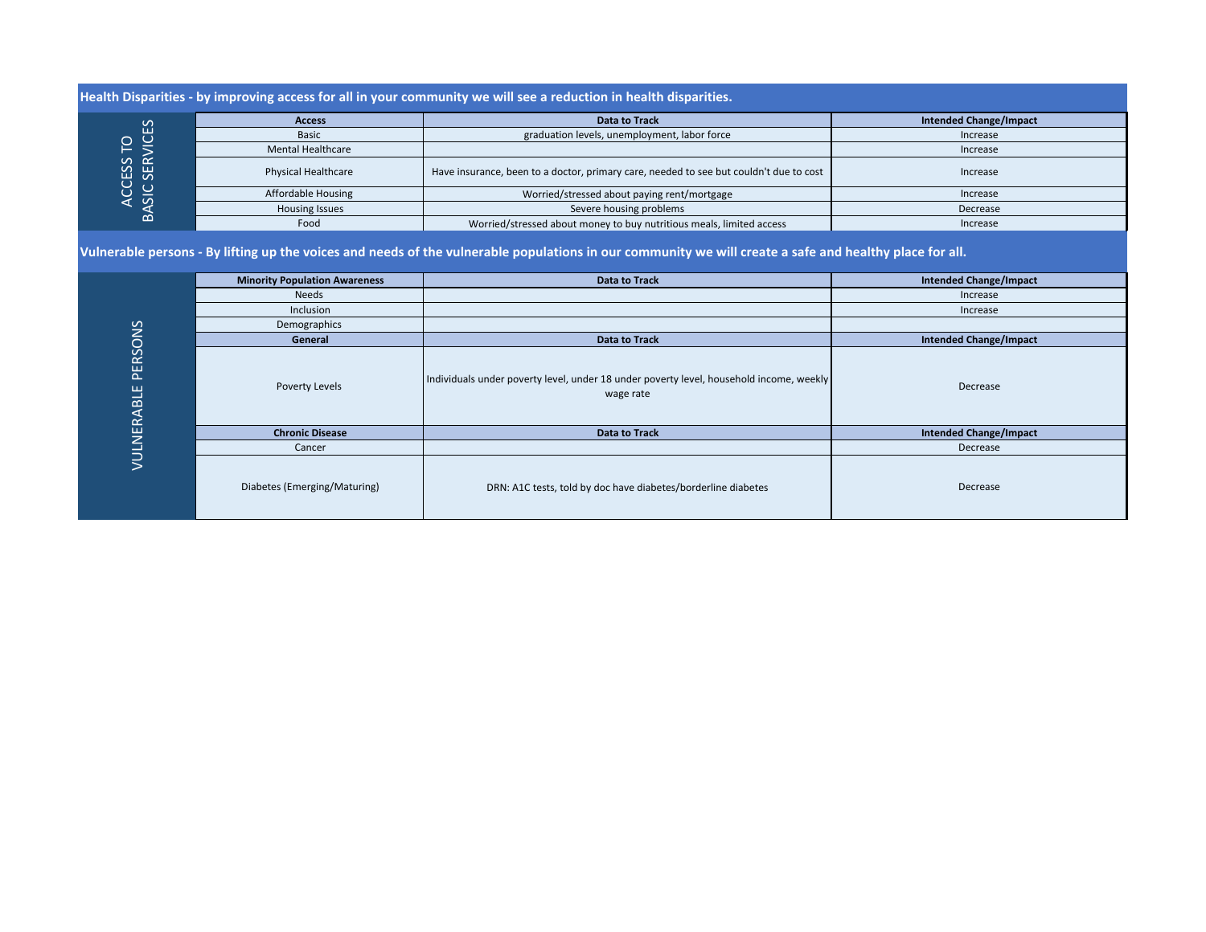## Health Disparities - by improving access for all in your community we will see a reduction in health disparities.

| ACCESS TO BASIC SERVICES | Access | Data to Track | Intended Change/Impact |
|---|---|---|---|
| | Basic | graduation levels, unemployment, labor force | Increase |
| | Mental Healthcare | | Increase |
| | Physical Healthcare | Have insurance, been to a doctor, primary care, needed to see but couldn't due to cost | Increase |
| | Affordable Housing | Worried/stressed about paying rent/mortgage | Increase |
| | Housing Issues | Severe housing problems | Decrease |
| | Food | Worried/stressed about money to buy nutritious meals, limited access | Increase |

## Vulnerable persons - By lifting up the voices and needs of the vulnerable populations in our community we will create a safe and healthy place for all.

| VULNERABLE PERSONS | Minority Population Awareness | Data to Track | Intended Change/Impact |
|---|---|---|---|
| | Needs | | Increase |
| | Inclusion | | Increase |
| | Demographics | | |
| | **General** | **Data to Track** | **Intended Change/Impact** |
| | Poverty Levels | Individuals under poverty level, under 18 under poverty level, household income, weekly wage rate | Decrease |
| | **Chronic Disease** | **Data to Track** | **Intended Change/Impact** |
| | Cancer | | Decrease |
| | Diabetes (Emerging/Maturing) | DRN: A1C tests, told by doc have diabetes/borderline diabetes | Decrease |